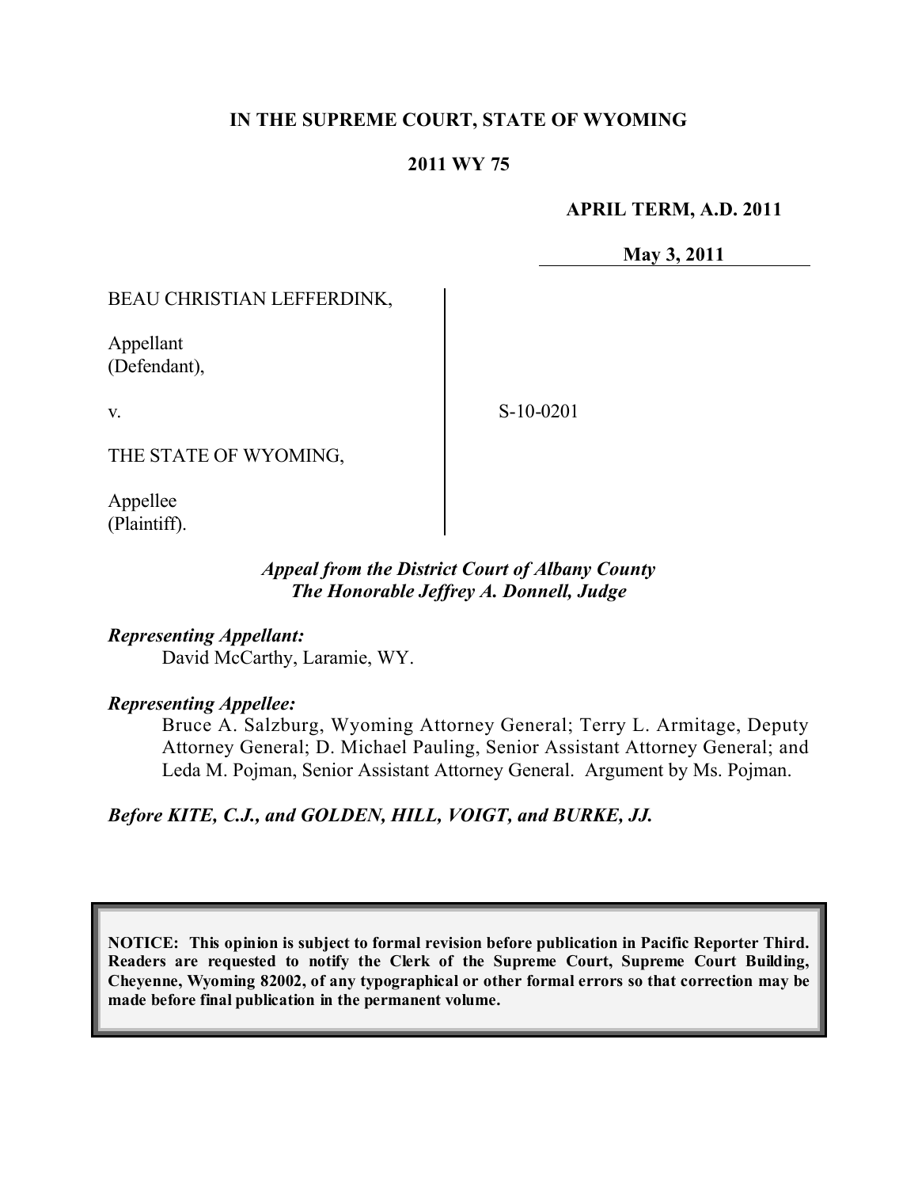**IN THE SUPREME COURT, STATE OF WYOMING**

**2011 WY 75**

**APRIL TERM, A.D. 2011**

**May 3, 2011**

BEAU CHRISTIAN LEFFERDINK,

Appellant
(Defendant),

v.

THE STATE OF WYOMING,

Appellee
(Plaintiff).

S-10-0201

*Appeal from the District Court of Albany County*
*The Honorable Jeffrey A. Donnell, Judge*

***Representing Appellant:***
David McCarthy, Laramie, WY.

***Representing Appellee:***
Bruce A. Salzburg, Wyoming Attorney General; Terry L. Armitage, Deputy Attorney General; D. Michael Pauling, Senior Assistant Attorney General; and Leda M. Pojman, Senior Assistant Attorney General. Argument by Ms. Pojman.

***Before KITE, C.J., and GOLDEN, HILL, VOIGT, and BURKE, JJ.***

**NOTICE: This opinion is subject to formal revision before publication in Pacific Reporter Third. Readers are requested to notify the Clerk of the Supreme Court, Supreme Court Building, Cheyenne, Wyoming 82002, of any typographical or other formal errors so that correction may be made before final publication in the permanent volume.**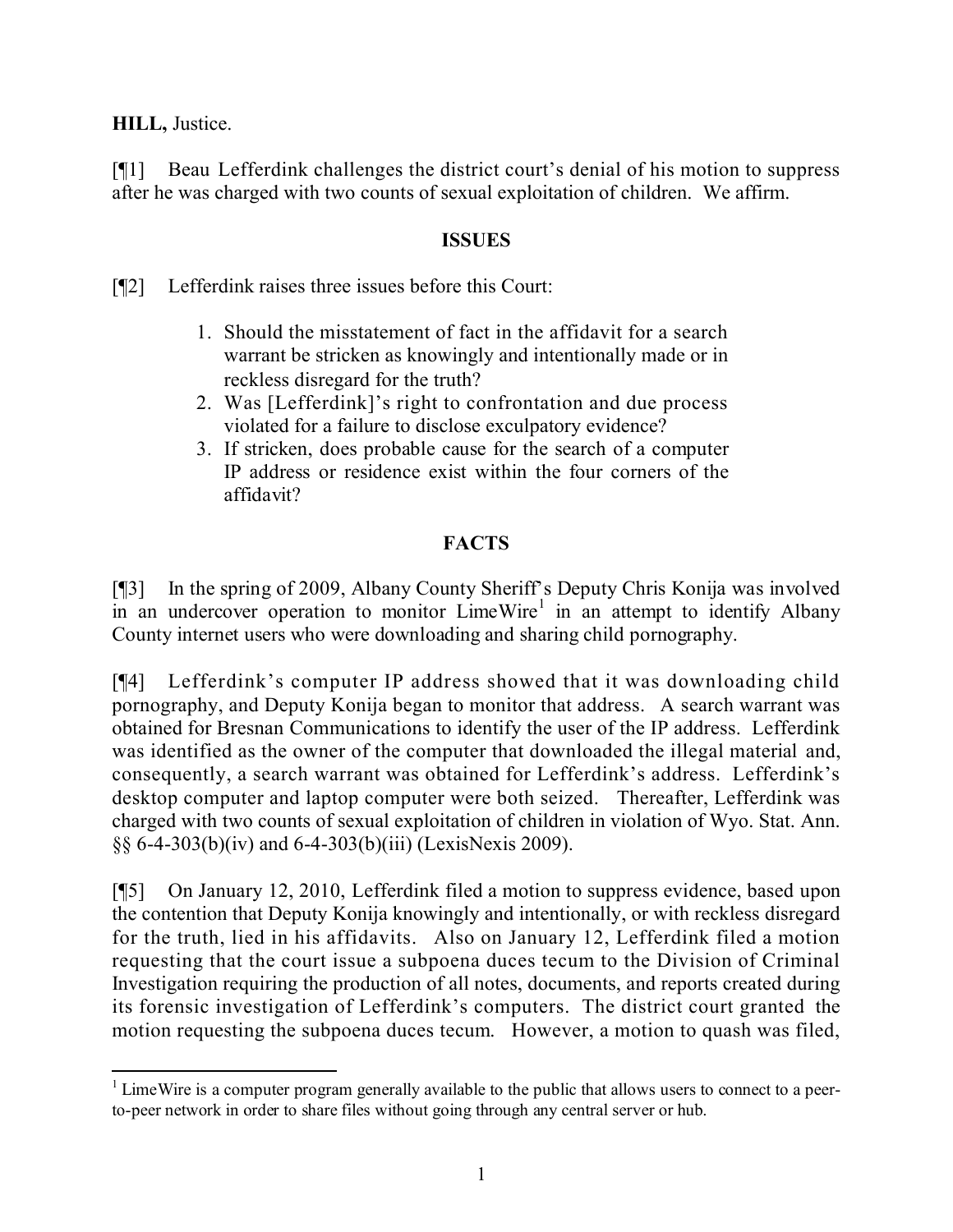**HILL,** Justice.

[¶1] Beau Lefferdink challenges the district court's denial of his motion to suppress after he was charged with two counts of sexual exploitation of children. We affirm.

## ISSUES

[¶2] Lefferdink raises three issues before this Court:

> 1. Should the misstatement of fact in the affidavit for a search warrant be stricken as knowingly and intentionally made or in reckless disregard for the truth?
> 2. Was [Lefferdink]'s right to confrontation and due process violated for a failure to disclose exculpatory evidence?
> 3. If stricken, does probable cause for the search of a computer IP address or residence exist within the four corners of the affidavit?

## FACTS

[¶3] In the spring of 2009, Albany County Sheriff's Deputy Chris Konija was involved in an undercover operation to monitor LimeWire[1] in an attempt to identify Albany County internet users who were downloading and sharing child pornography.

[¶4] Lefferdink's computer IP address showed that it was downloading child pornography, and Deputy Konija began to monitor that address. A search warrant was obtained for Bresnan Communications to identify the user of the IP address. Lefferdink was identified as the owner of the computer that downloaded the illegal material and, consequently, a search warrant was obtained for Lefferdink's address. Lefferdink's desktop computer and laptop computer were both seized. Thereafter, Lefferdink was charged with two counts of sexual exploitation of children in violation of Wyo. Stat. Ann. §§ 6-4-303(b)(iv) and 6-4-303(b)(iii) (LexisNexis 2009).

[¶5] On January 12, 2010, Lefferdink filed a motion to suppress evidence, based upon the contention that Deputy Konija knowingly and intentionally, or with reckless disregard for the truth, lied in his affidavits. Also on January 12, Lefferdink filed a motion requesting that the court issue a subpoena duces tecum to the Division of Criminal Investigation requiring the production of all notes, documents, and reports created during its forensic investigation of Lefferdink's computers. The district court granted the motion requesting the subpoena duces tecum. However, a motion to quash was filed,

---

[1] LimeWire is a computer program generally available to the public that allows users to connect to a peer-to-peer network in order to share files without going through any central server or hub.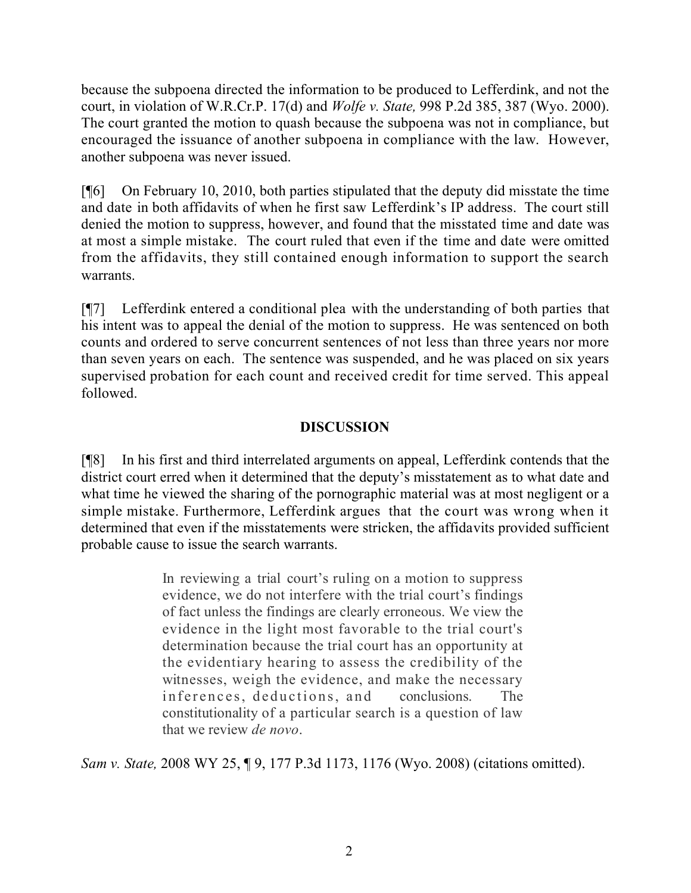because the subpoena directed the information to be produced to Lefferdink, and not the court, in violation of W.R.Cr.P. 17(d) and *Wolfe v. State,* 998 P.2d 385, 387 (Wyo. 2000). The court granted the motion to quash because the subpoena was not in compliance, but encouraged the issuance of another subpoena in compliance with the law. However, another subpoena was never issued.

[¶6] On February 10, 2010, both parties stipulated that the deputy did misstate the time and date in both affidavits of when he first saw Lefferdink's IP address. The court still denied the motion to suppress, however, and found that the misstated time and date was at most a simple mistake. The court ruled that even if the time and date were omitted from the affidavits, they still contained enough information to support the search warrants.

[¶7] Lefferdink entered a conditional plea with the understanding of both parties that his intent was to appeal the denial of the motion to suppress. He was sentenced on both counts and ordered to serve concurrent sentences of not less than three years nor more than seven years on each. The sentence was suspended, and he was placed on six years supervised probation for each count and received credit for time served. This appeal followed.

## DISCUSSION

[¶8] In his first and third interrelated arguments on appeal, Lefferdink contends that the district court erred when it determined that the deputy's misstatement as to what date and what time he viewed the sharing of the pornographic material was at most negligent or a simple mistake. Furthermore, Lefferdink argues that the court was wrong when it determined that even if the misstatements were stricken, the affidavits provided sufficient probable cause to issue the search warrants.

> In reviewing a trial court's ruling on a motion to suppress evidence, we do not interfere with the trial court's findings of fact unless the findings are clearly erroneous. We view the evidence in the light most favorable to the trial court's determination because the trial court has an opportunity at the evidentiary hearing to assess the credibility of the witnesses, weigh the evidence, and make the necessary inferences, deductions, and conclusions. The constitutionality of a particular search is a question of law that we review *de novo*.

*Sam v. State,* 2008 WY 25, ¶ 9, 177 P.3d 1173, 1176 (Wyo. 2008) (citations omitted).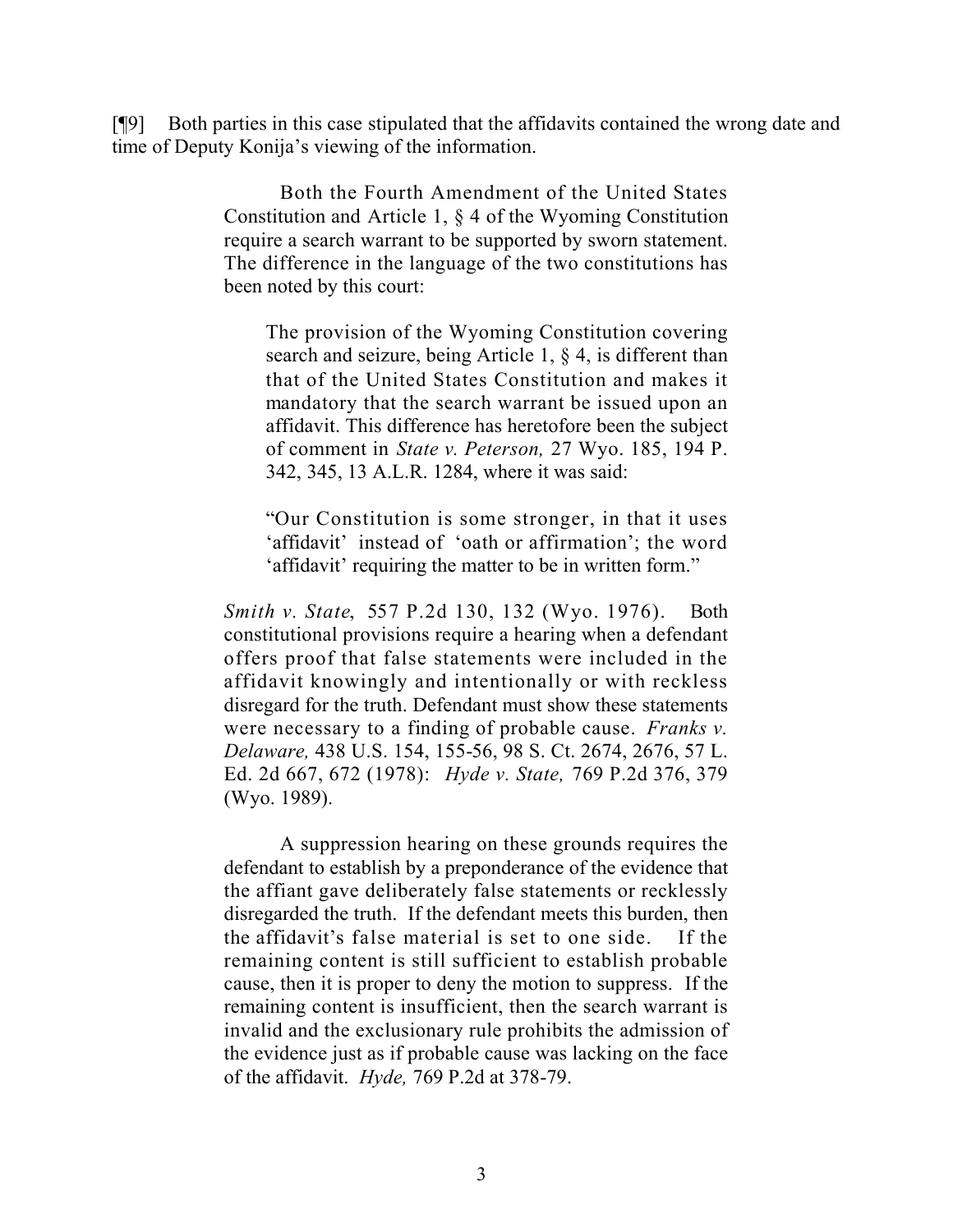[¶9] Both parties in this case stipulated that the affidavits contained the wrong date and time of Deputy Konija's viewing of the information.

> Both the Fourth Amendment of the United States Constitution and Article 1, § 4 of the Wyoming Constitution require a search warrant to be supported by sworn statement. The difference in the language of the two constitutions has been noted by this court:
>
> > The provision of the Wyoming Constitution covering search and seizure, being Article 1, § 4, is different than that of the United States Constitution and makes it mandatory that the search warrant be issued upon an affidavit. This difference has heretofore been the subject of comment in *State v. Peterson,* 27 Wyo. 185, 194 P. 342, 345, 13 A.L.R. 1284, where it was said:
> >
> > "Our Constitution is some stronger, in that it uses 'affidavit' instead of 'oath or affirmation'; the word 'affidavit' requiring the matter to be in written form."
>
> *Smith v. State*, 557 P.2d 130, 132 (Wyo. 1976). Both constitutional provisions require a hearing when a defendant offers proof that false statements were included in the affidavit knowingly and intentionally or with reckless disregard for the truth. Defendant must show these statements were necessary to a finding of probable cause. *Franks v. Delaware,* 438 U.S. 154, 155-56, 98 S. Ct. 2674, 2676, 57 L. Ed. 2d 667, 672 (1978): *Hyde v. State,* 769 P.2d 376, 379 (Wyo. 1989).
>
> A suppression hearing on these grounds requires the defendant to establish by a preponderance of the evidence that the affiant gave deliberately false statements or recklessly disregarded the truth. If the defendant meets this burden, then the affidavit's false material is set to one side. If the remaining content is still sufficient to establish probable cause, then it is proper to deny the motion to suppress. If the remaining content is insufficient, then the search warrant is invalid and the exclusionary rule prohibits the admission of the evidence just as if probable cause was lacking on the face of the affidavit. *Hyde,* 769 P.2d at 378-79.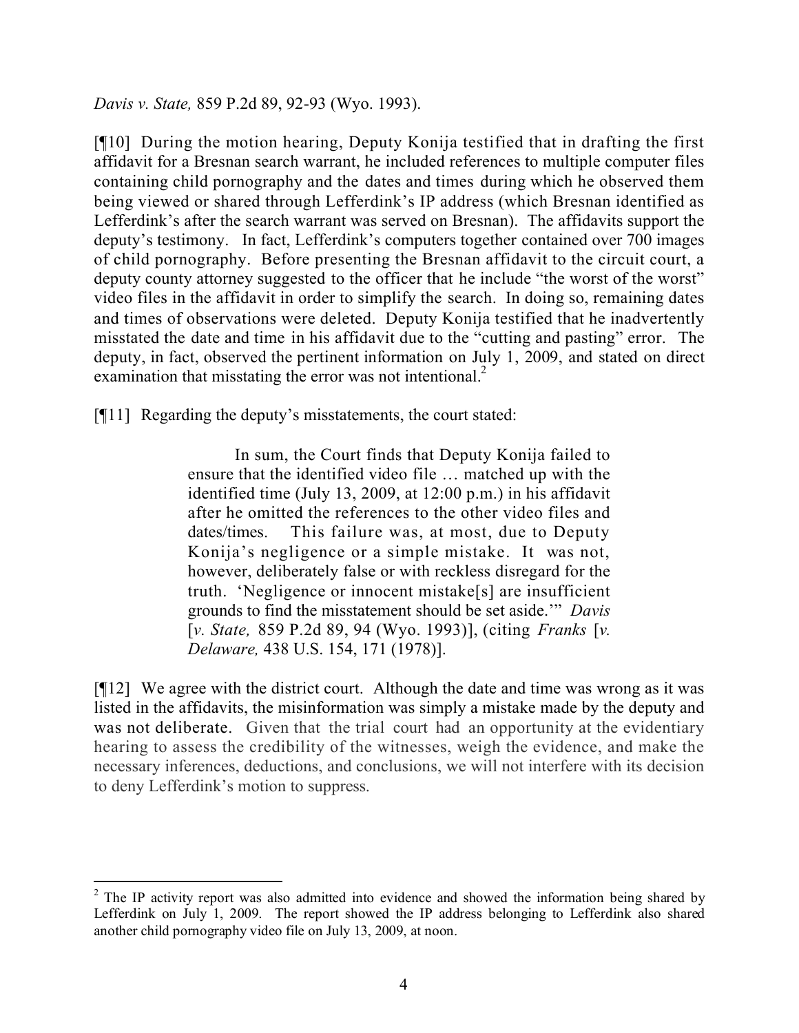*Davis v. State,* 859 P.2d 89, 92-93 (Wyo. 1993).

[¶10] During the motion hearing, Deputy Konija testified that in drafting the first affidavit for a Bresnan search warrant, he included references to multiple computer files containing child pornography and the dates and times during which he observed them being viewed or shared through Lefferdink's IP address (which Bresnan identified as Lefferdink's after the search warrant was served on Bresnan). The affidavits support the deputy's testimony. In fact, Lefferdink's computers together contained over 700 images of child pornography. Before presenting the Bresnan affidavit to the circuit court, a deputy county attorney suggested to the officer that he include "the worst of the worst" video files in the affidavit in order to simplify the search. In doing so, remaining dates and times of observations were deleted. Deputy Konija testified that he inadvertently misstated the date and time in his affidavit due to the "cutting and pasting" error. The deputy, in fact, observed the pertinent information on July 1, 2009, and stated on direct examination that misstating the error was not intentional.[2]

[¶11] Regarding the deputy's misstatements, the court stated:

> In sum, the Court finds that Deputy Konija failed to ensure that the identified video file … matched up with the identified time (July 13, 2009, at 12:00 p.m.) in his affidavit after he omitted the references to the other video files and dates/times. This failure was, at most, due to Deputy Konija's negligence or a simple mistake. It was not, however, deliberately false or with reckless disregard for the truth. 'Negligence or innocent mistake[s] are insufficient grounds to find the misstatement should be set aside.'" *Davis* [*v. State,* 859 P.2d 89, 94 (Wyo. 1993)], (citing *Franks* [*v. Delaware,* 438 U.S. 154, 171 (1978)].

[¶12] We agree with the district court. Although the date and time was wrong as it was listed in the affidavits, the misinformation was simply a mistake made by the deputy and was not deliberate. Given that the trial court had an opportunity at the evidentiary hearing to assess the credibility of the witnesses, weigh the evidence, and make the necessary inferences, deductions, and conclusions, we will not interfere with its decision to deny Lefferdink's motion to suppress.

---

[2] The IP activity report was also admitted into evidence and showed the information being shared by Lefferdink on July 1, 2009. The report showed the IP address belonging to Lefferdink also shared another child pornography video file on July 13, 2009, at noon.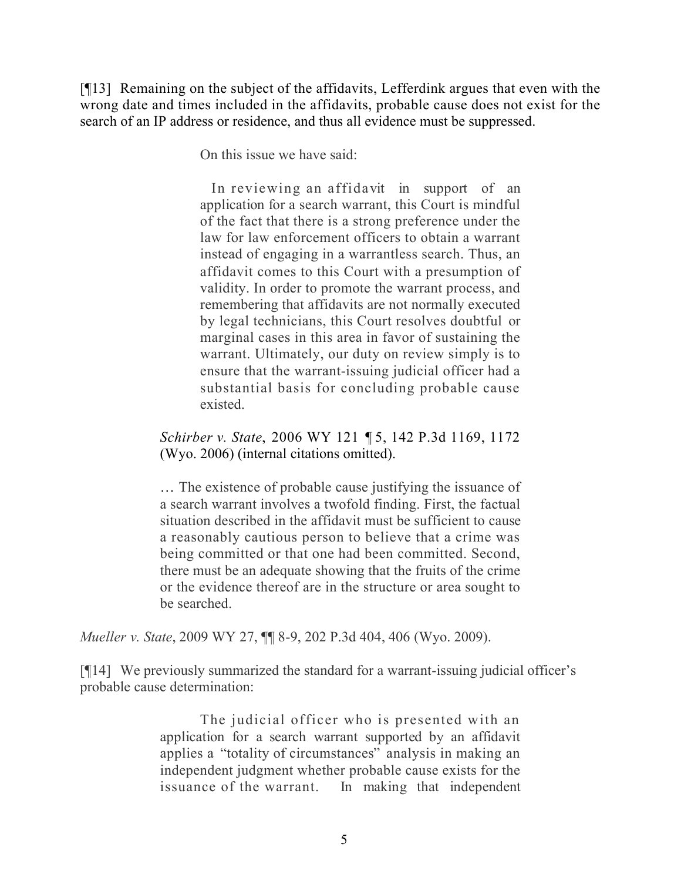[¶13] Remaining on the subject of the affidavits, Lefferdink argues that even with the wrong date and times included in the affidavits, probable cause does not exist for the search of an IP address or residence, and thus all evidence must be suppressed.

> On this issue we have said:
>
> > In reviewing an affidavit in support of an application for a search warrant, this Court is mindful of the fact that there is a strong preference under the law for law enforcement officers to obtain a warrant instead of engaging in a warrantless search. Thus, an affidavit comes to this Court with a presumption of validity. In order to promote the warrant process, and remembering that affidavits are not normally executed by legal technicians, this Court resolves doubtful or marginal cases in this area in favor of sustaining the warrant. Ultimately, our duty on review simply is to ensure that the warrant-issuing judicial officer had a substantial basis for concluding probable cause existed.
>
> *Schirber v. State*, 2006 WY 121 ¶ 5, 142 P.3d 1169, 1172 (Wyo. 2006) (internal citations omitted).
>
> … The existence of probable cause justifying the issuance of a search warrant involves a twofold finding. First, the factual situation described in the affidavit must be sufficient to cause a reasonably cautious person to believe that a crime was being committed or that one had been committed. Second, there must be an adequate showing that the fruits of the crime or the evidence thereof are in the structure or area sought to be searched.

*Mueller v. State*, 2009 WY 27, ¶¶ 8-9, 202 P.3d 404, 406 (Wyo. 2009).

[¶14] We previously summarized the standard for a warrant-issuing judicial officer's probable cause determination:

> The judicial officer who is presented with an application for a search warrant supported by an affidavit applies a "totality of circumstances" analysis in making an independent judgment whether probable cause exists for the issuance of the warrant. In making that independent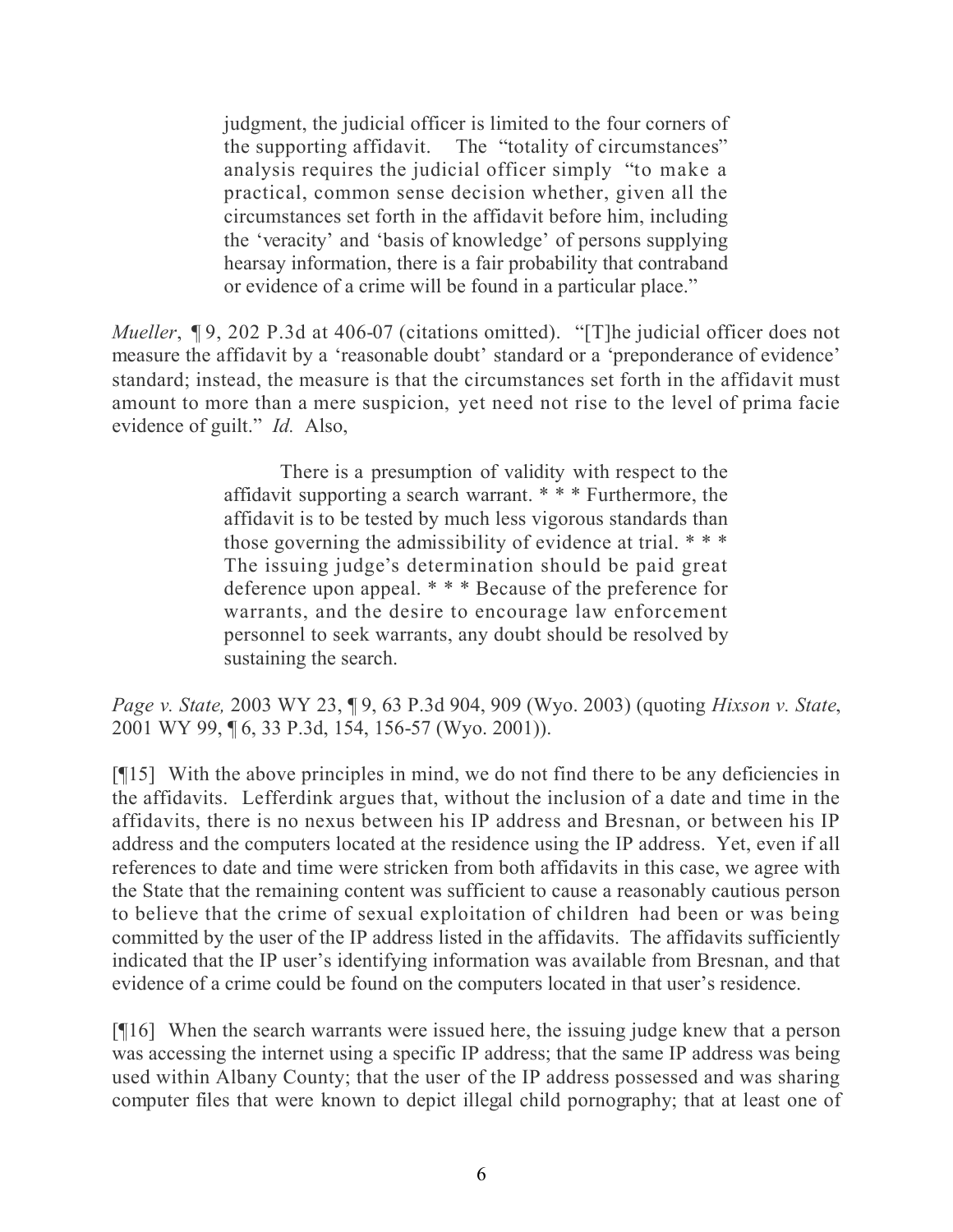> judgment, the judicial officer is limited to the four corners of the supporting affidavit. The "totality of circumstances" analysis requires the judicial officer simply "to make a practical, common sense decision whether, given all the circumstances set forth in the affidavit before him, including the 'veracity' and 'basis of knowledge' of persons supplying hearsay information, there is a fair probability that contraband or evidence of a crime will be found in a particular place."

*Mueller*, ¶ 9, 202 P.3d at 406-07 (citations omitted). "[T]he judicial officer does not measure the affidavit by a 'reasonable doubt' standard or a 'preponderance of evidence' standard; instead, the measure is that the circumstances set forth in the affidavit must amount to more than a mere suspicion, yet need not rise to the level of prima facie evidence of guilt." *Id.* Also,

> There is a presumption of validity with respect to the affidavit supporting a search warrant. * * * Furthermore, the affidavit is to be tested by much less vigorous standards than those governing the admissibility of evidence at trial. * * * The issuing judge's determination should be paid great deference upon appeal. * * * Because of the preference for warrants, and the desire to encourage law enforcement personnel to seek warrants, any doubt should be resolved by sustaining the search.

*Page v. State,* 2003 WY 23, ¶ 9, 63 P.3d 904, 909 (Wyo. 2003) (quoting *Hixson v. State*, 2001 WY 99, ¶ 6, 33 P.3d, 154, 156-57 (Wyo. 2001)).

[¶15] With the above principles in mind, we do not find there to be any deficiencies in the affidavits. Lefferdink argues that, without the inclusion of a date and time in the affidavits, there is no nexus between his IP address and Bresnan, or between his IP address and the computers located at the residence using the IP address. Yet, even if all references to date and time were stricken from both affidavits in this case, we agree with the State that the remaining content was sufficient to cause a reasonably cautious person to believe that the crime of sexual exploitation of children had been or was being committed by the user of the IP address listed in the affidavits. The affidavits sufficiently indicated that the IP user's identifying information was available from Bresnan, and that evidence of a crime could be found on the computers located in that user's residence.

[¶16] When the search warrants were issued here, the issuing judge knew that a person was accessing the internet using a specific IP address; that the same IP address was being used within Albany County; that the user of the IP address possessed and was sharing computer files that were known to depict illegal child pornography; that at least one of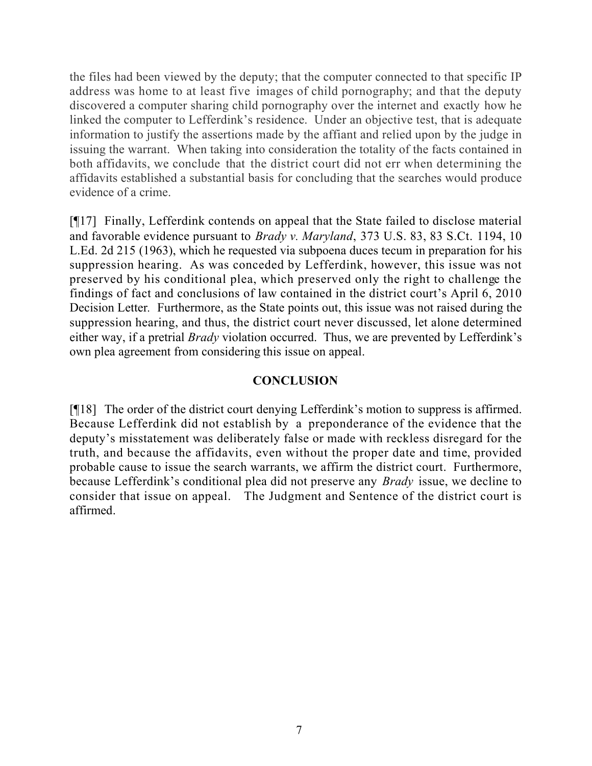the files had been viewed by the deputy; that the computer connected to that specific IP address was home to at least five images of child pornography; and that the deputy discovered a computer sharing child pornography over the internet and exactly how he linked the computer to Lefferdink's residence. Under an objective test, that is adequate information to justify the assertions made by the affiant and relied upon by the judge in issuing the warrant. When taking into consideration the totality of the facts contained in both affidavits, we conclude that the district court did not err when determining the affidavits established a substantial basis for concluding that the searches would produce evidence of a crime.

[¶17] Finally, Lefferdink contends on appeal that the State failed to disclose material and favorable evidence pursuant to *Brady v. Maryland*, 373 U.S. 83, 83 S.Ct. 1194, 10 L.Ed. 2d 215 (1963), which he requested via subpoena duces tecum in preparation for his suppression hearing. As was conceded by Lefferdink, however, this issue was not preserved by his conditional plea, which preserved only the right to challenge the findings of fact and conclusions of law contained in the district court's April 6, 2010 Decision Letter. Furthermore, as the State points out, this issue was not raised during the suppression hearing, and thus, the district court never discussed, let alone determined either way, if a pretrial *Brady* violation occurred. Thus, we are prevented by Lefferdink's own plea agreement from considering this issue on appeal.

## CONCLUSION

[¶18] The order of the district court denying Lefferdink's motion to suppress is affirmed. Because Lefferdink did not establish by a preponderance of the evidence that the deputy's misstatement was deliberately false or made with reckless disregard for the truth, and because the affidavits, even without the proper date and time, provided probable cause to issue the search warrants, we affirm the district court. Furthermore, because Lefferdink's conditional plea did not preserve any *Brady* issue, we decline to consider that issue on appeal. The Judgment and Sentence of the district court is affirmed.